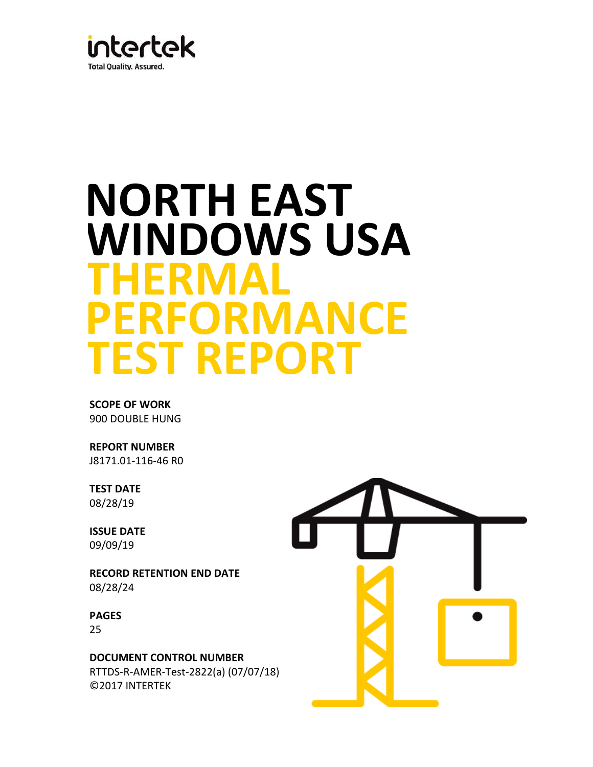intertek

Total Quality. Assured.

# NORTH EAST WINDOWS USA

# THERMAL PERFORMANCE TEST REPORT

**SCOPE OF WORK**
900 DOUBLE HUNG

**REPORT NUMBER**
J8171.01-116-46 R0

**TEST DATE**
08/28/19

**ISSUE DATE**
09/09/19

**RECORD RETENTION END DATE**
08/28/24

**PAGES**
25

**DOCUMENT CONTROL NUMBER**
RTTDS-R-AMER-Test-2822(a) (07/07/18)
©2017 INTERTEK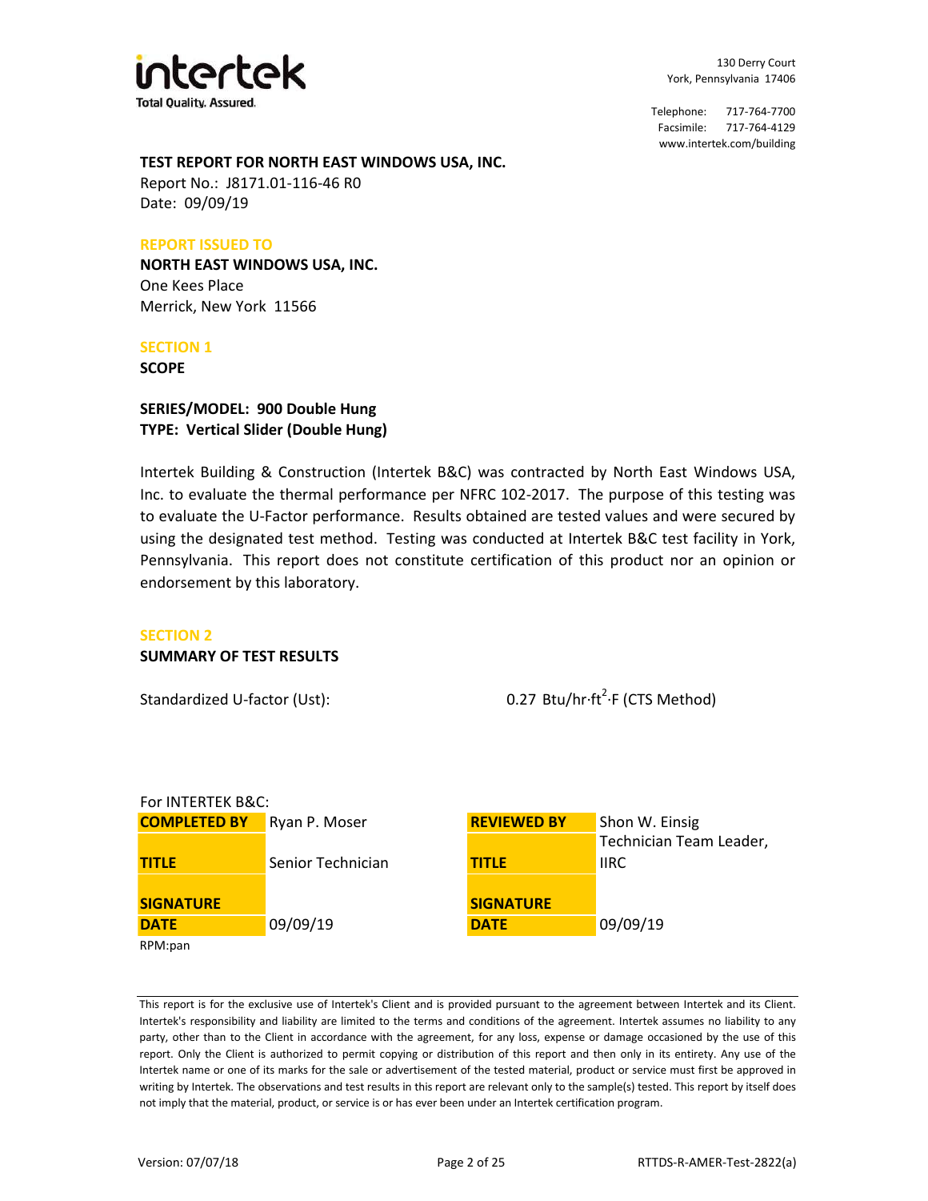**intertek**
Total Quality. Assured.

130 Derry Court
York, Pennsylvania 17406

Telephone: 717-764-7700
Facsimile: 717-764-4129
www.intertek.com/building

**TEST REPORT FOR NORTH EAST WINDOWS USA, INC.**
Report No.: J8171.01-116-46 R0
Date: 09/09/19

## REPORT ISSUED TO

**NORTH EAST WINDOWS USA, INC.**
One Kees Place
Merrick, New York 11566

## SECTION 1

### SCOPE

**SERIES/MODEL: 900 Double Hung**
**TYPE: Vertical Slider (Double Hung)**

Intertek Building & Construction (Intertek B&C) was contracted by North East Windows USA, Inc. to evaluate the thermal performance per NFRC 102-2017. The purpose of this testing was to evaluate the U-Factor performance. Results obtained are tested values and were secured by using the designated test method. Testing was conducted at Intertek B&C test facility in York, Pennsylvania. This report does not constitute certification of this product nor an opinion or endorsement by this laboratory.

## SECTION 2

### SUMMARY OF TEST RESULTS

Standardized U-factor (Ust): 0.27 Btu/hr·ft$^2$·F (CTS Method)

For INTERTEK B&C:

| | | | |
|---|---|---|---|
| **COMPLETED BY** | Ryan P. Moser | **REVIEWED BY** | Shon W. Einsig |
| **TITLE** | Senior Technician | **TITLE** | Technician Team Leader, IIRC |
| **SIGNATURE** | | **SIGNATURE** | |
| **DATE** | 09/09/19 | **DATE** | 09/09/19 |

RPM:pan

This report is for the exclusive use of Intertek's Client and is provided pursuant to the agreement between Intertek and its Client. Intertek's responsibility and liability are limited to the terms and conditions of the agreement. Intertek assumes no liability to any party, other than to the Client in accordance with the agreement, for any loss, expense or damage occasioned by the use of this report. Only the Client is authorized to permit copying or distribution of this report and then only in its entirety. Any use of the Intertek name or one of its marks for the sale or advertisement of the tested material, product or service must first be approved in writing by Intertek. The observations and test results in this report are relevant only to the sample(s) tested. This report by itself does not imply that the material, product, or service is or has ever been under an Intertek certification program.

Version: 07/07/18 RTTDS-R-AMER-Test-2822(a)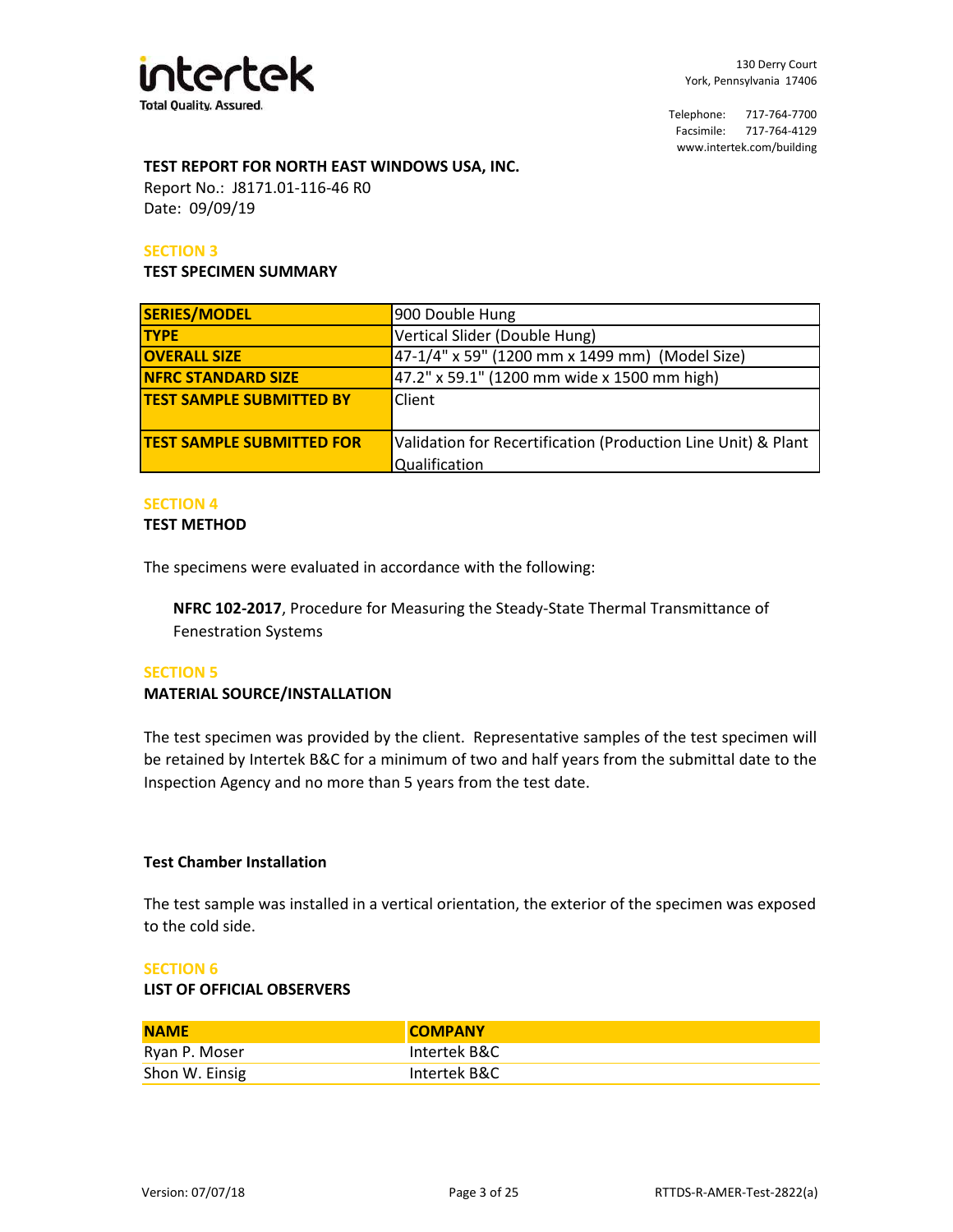**TEST REPORT FOR NORTH EAST WINDOWS USA, INC.**

Report No.: J8171.01-116-46 R0

Date: 09/09/19

## SECTION 3

### TEST SPECIMEN SUMMARY

| SERIES/MODEL | 900 Double Hung |
|---|---|
| TYPE | Vertical Slider (Double Hung) |
| OVERALL SIZE | 47-1/4" x 59" (1200 mm x 1499 mm) (Model Size) |
| NFRC STANDARD SIZE | 47.2" x 59.1" (1200 mm wide x 1500 mm high) |
| TEST SAMPLE SUBMITTED BY | Client |
| TEST SAMPLE SUBMITTED FOR | Validation for Recertification (Production Line Unit) & Plant Qualification |

## SECTION 4

### TEST METHOD

The specimens were evaluated in accordance with the following:

**NFRC 102-2017**, Procedure for Measuring the Steady-State Thermal Transmittance of Fenestration Systems

## SECTION 5

### MATERIAL SOURCE/INSTALLATION

The test specimen was provided by the client. Representative samples of the test specimen will be retained by Intertek B&C for a minimum of two and half years from the submittal date to the Inspection Agency and no more than 5 years from the test date.

**Test Chamber Installation**

The test sample was installed in a vertical orientation, the exterior of the specimen was exposed to the cold side.

## SECTION 6

### LIST OF OFFICIAL OBSERVERS

| NAME | COMPANY |
|---|---|
| Ryan P. Moser | Intertek B&C |
| Shon W. Einsig | Intertek B&C |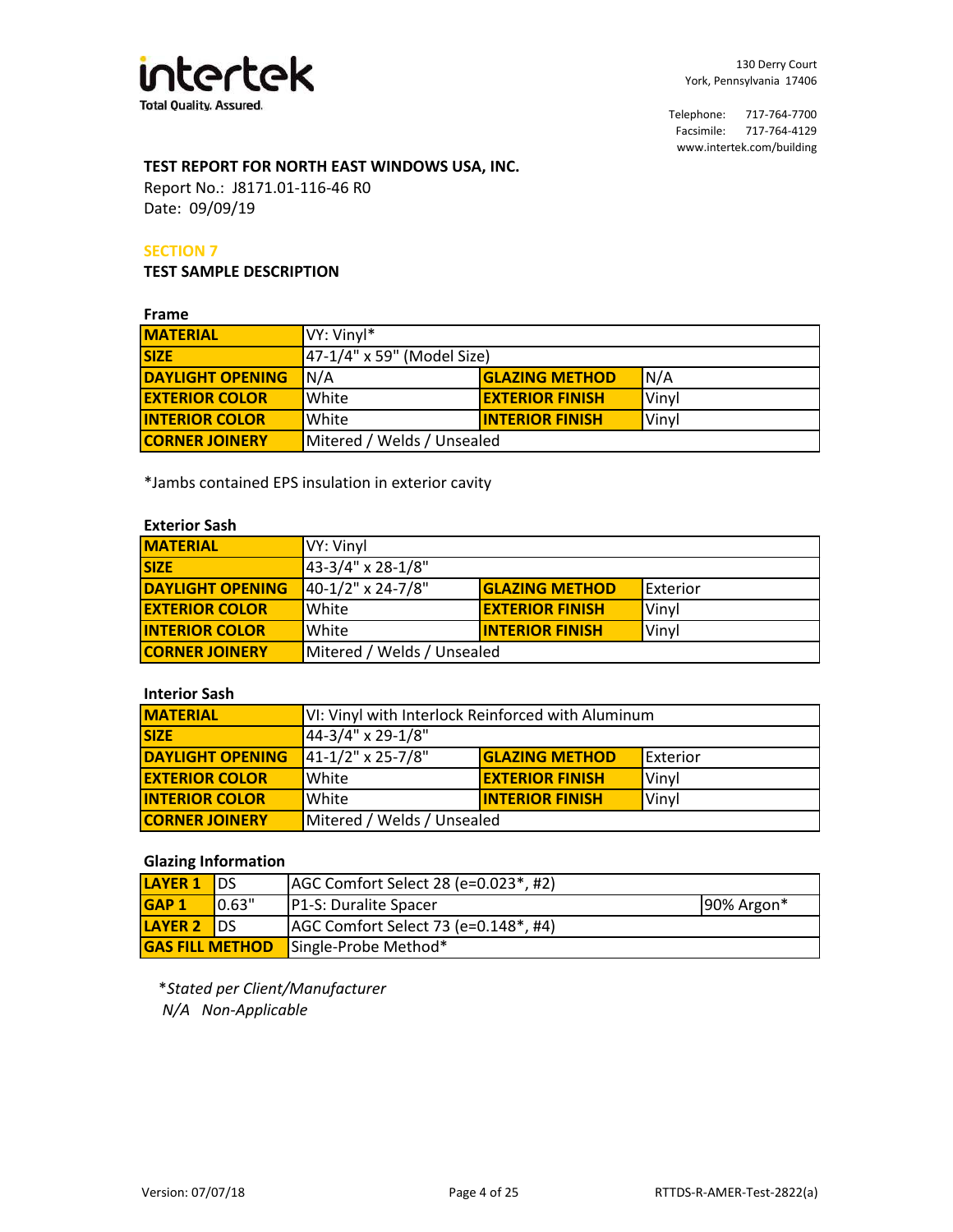**TEST REPORT FOR NORTH EAST WINDOWS USA, INC.**

Report No.: J8171.01-116-46 R0

Date: 09/09/19

## SECTION 7

### TEST SAMPLE DESCRIPTION

**Frame**

| MATERIAL | VY: Vinyl* | | |
|---|---|---|---|
| SIZE | 47-1/4" x 59" (Model Size) | | |
| DAYLIGHT OPENING | N/A | GLAZING METHOD | N/A |
| EXTERIOR COLOR | White | EXTERIOR FINISH | Vinyl |
| INTERIOR COLOR | White | INTERIOR FINISH | Vinyl |
| CORNER JOINERY | Mitered / Welds / Unsealed | | |

*Jambs contained EPS insulation in exterior cavity

**Exterior Sash**

| MATERIAL | VY: Vinyl | | |
|---|---|---|---|
| SIZE | 43-3/4" x 28-1/8" | | |
| DAYLIGHT OPENING | 40-1/2" x 24-7/8" | GLAZING METHOD | Exterior |
| EXTERIOR COLOR | White | EXTERIOR FINISH | Vinyl |
| INTERIOR COLOR | White | INTERIOR FINISH | Vinyl |
| CORNER JOINERY | Mitered / Welds / Unsealed | | |

**Interior Sash**

| MATERIAL | VI: Vinyl with Interlock Reinforced with Aluminum | | |
|---|---|---|---|
| SIZE | 44-3/4" x 29-1/8" | | |
| DAYLIGHT OPENING | 41-1/2" x 25-7/8" | GLAZING METHOD | Exterior |
| EXTERIOR COLOR | White | EXTERIOR FINISH | Vinyl |
| INTERIOR COLOR | White | INTERIOR FINISH | Vinyl |
| CORNER JOINERY | Mitered / Welds / Unsealed | | |

**Glazing Information**

| LAYER 1 | DS | AGC Comfort Select 28 (e=0.023*, #2) | |
|---|---|---|---|
| GAP 1 | 0.63" | P1-S: Duralite Spacer | 90% Argon* |
| LAYER 2 | DS | AGC Comfort Select 73 (e=0.148*, #4) | |
| GAS FILL METHOD | | Single-Probe Method* | |

*\*Stated per Client/Manufacturer*

*N/A Non-Applicable*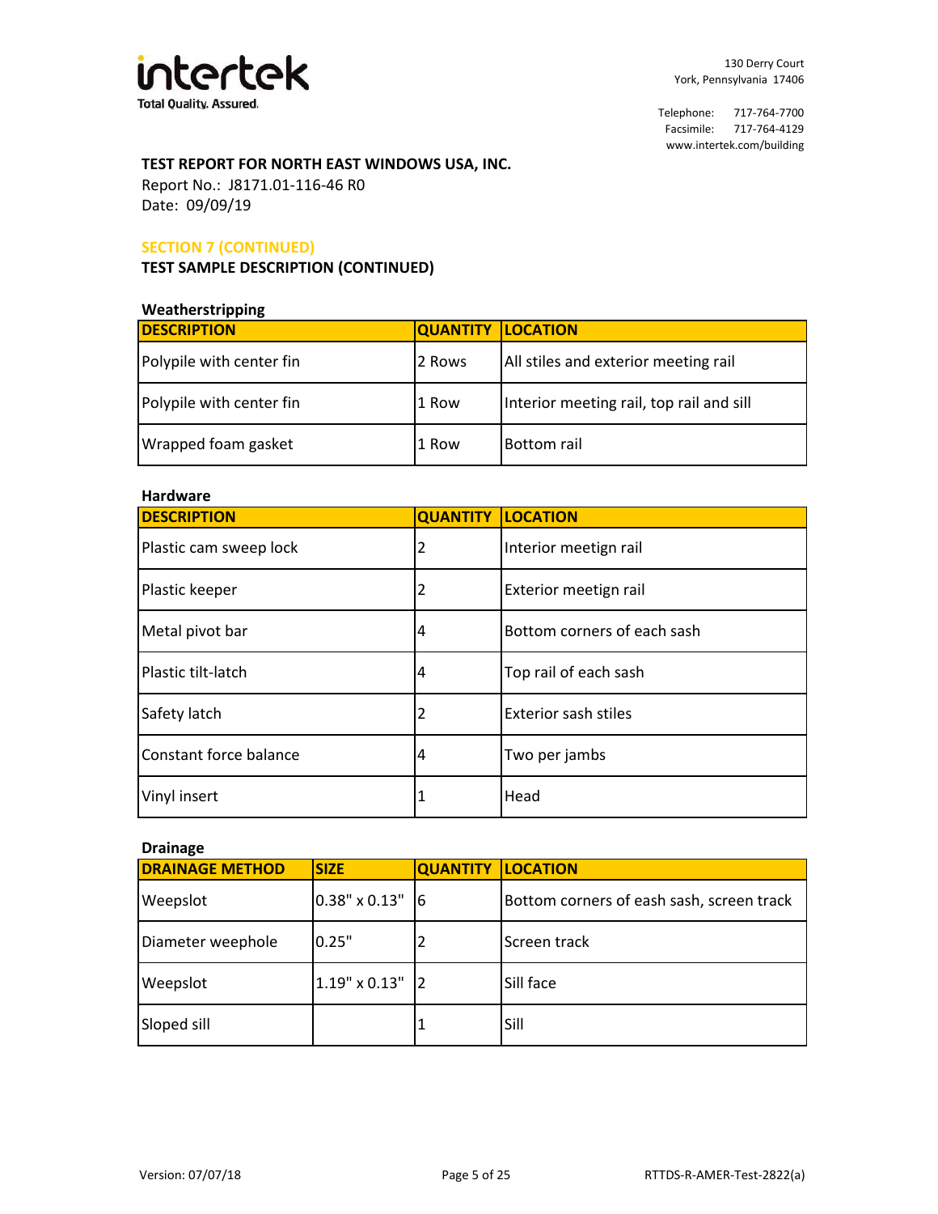**TEST REPORT FOR NORTH EAST WINDOWS USA, INC.**
Report No.: J8171.01-116-46 R0
Date: 09/09/19

## SECTION 7 (CONTINUED)

### TEST SAMPLE DESCRIPTION (CONTINUED)

**Weatherstripping**

| DESCRIPTION | QUANTITY | LOCATION |
|---|---|---|
| Polypile with center fin | 2 Rows | All stiles and exterior meeting rail |
| Polypile with center fin | 1 Row | Interior meeting rail, top rail and sill |
| Wrapped foam gasket | 1 Row | Bottom rail |

**Hardware**

| DESCRIPTION | QUANTITY | LOCATION |
|---|---|---|
| Plastic cam sweep lock | 2 | Interior meetign rail |
| Plastic keeper | 2 | Exterior meetign rail |
| Metal pivot bar | 4 | Bottom corners of each sash |
| Plastic tilt-latch | 4 | Top rail of each sash |
| Safety latch | 2 | Exterior sash stiles |
| Constant force balance | 4 | Two per jambs |
| Vinyl insert | 1 | Head |

**Drainage**

| DRAINAGE METHOD | SIZE | QUANTITY | LOCATION |
|---|---|---|---|
| Weepslot | 0.38" x 0.13" | 6 | Bottom corners of eash sash, screen track |
| Diameter weephole | 0.25" | 2 | Screen track |
| Weepslot | 1.19" x 0.13" | 2 | Sill face |
| Sloped sill | | 1 | Sill |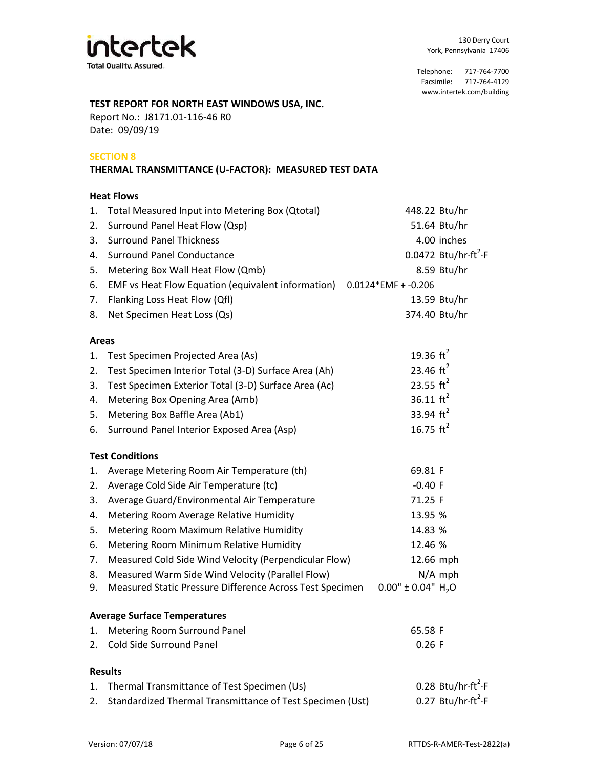intertek

Total Quality. Assured.

130 Derry Court
York, Pennsylvania 17406

Telephone: 717-764-7700
Facsimile: 717-764-4129
www.intertek.com/building

**TEST REPORT FOR NORTH EAST WINDOWS USA, INC.**
Report No.: J8171.01-116-46 R0
Date: 09/09/19

## SECTION 8

## THERMAL TRANSMITTANCE (U-FACTOR): MEASURED TEST DATA

### Heat Flows

| | | |
|---|---|---|
| 1. | Total Measured Input into Metering Box (Qtotal) | 448.22 Btu/hr |
| 2. | Surround Panel Heat Flow (Qsp) | 51.64 Btu/hr |
| 3. | Surround Panel Thickness | 4.00 inches |
| 4. | Surround Panel Conductance | 0.0472 Btu/hr·ft$^2$·F |
| 5. | Metering Box Wall Heat Flow (Qmb) | 8.59 Btu/hr |
| 6. | EMF vs Heat Flow Equation (equivalent information) | 0.0124*EMF + -0.206 |
| 7. | Flanking Loss Heat Flow (Qfl) | 13.59 Btu/hr |
| 8. | Net Specimen Heat Loss (Qs) | 374.40 Btu/hr |

### Areas

| | | |
|---|---|---|
| 1. | Test Specimen Projected Area (As) | 19.36 ft$^2$ |
| 2. | Test Specimen Interior Total (3-D) Surface Area (Ah) | 23.46 ft$^2$ |
| 3. | Test Specimen Exterior Total (3-D) Surface Area (Ac) | 23.55 ft$^2$ |
| 4. | Metering Box Opening Area (Amb) | 36.11 ft$^2$ |
| 5. | Metering Box Baffle Area (Ab1) | 33.94 ft$^2$ |
| 6. | Surround Panel Interior Exposed Area (Asp) | 16.75 ft$^2$ |

### Test Conditions

| | | |
|---|---|---|
| 1. | Average Metering Room Air Temperature (th) | 69.81 F |
| 2. | Average Cold Side Air Temperature (tc) | -0.40 F |
| 3. | Average Guard/Environmental Air Temperature | 71.25 F |
| 4. | Metering Room Average Relative Humidity | 13.95 % |
| 5. | Metering Room Maximum Relative Humidity | 14.83 % |
| 6. | Metering Room Minimum Relative Humidity | 12.46 % |
| 7. | Measured Cold Side Wind Velocity (Perpendicular Flow) | 12.66 mph |
| 8. | Measured Warm Side Wind Velocity (Parallel Flow) | N/A mph |
| 9. | Measured Static Pressure Difference Across Test Specimen | 0.00" ± 0.04" $H_2O$ |

### Average Surface Temperatures

| | | |
|---|---|---|
| 1. | Metering Room Surround Panel | 65.58 F |
| 2. | Cold Side Surround Panel | 0.26 F |

### Results

| | | |
|---|---|---|
| 1. | Thermal Transmittance of Test Specimen (Us) | 0.28 Btu/hr·ft$^2$·F |
| 2. | Standardized Thermal Transmittance of Test Specimen (Ust) | 0.27 Btu/hr·ft$^2$·F |

Version: 07/07/18 RTTDS-R-AMER-Test-2822(a)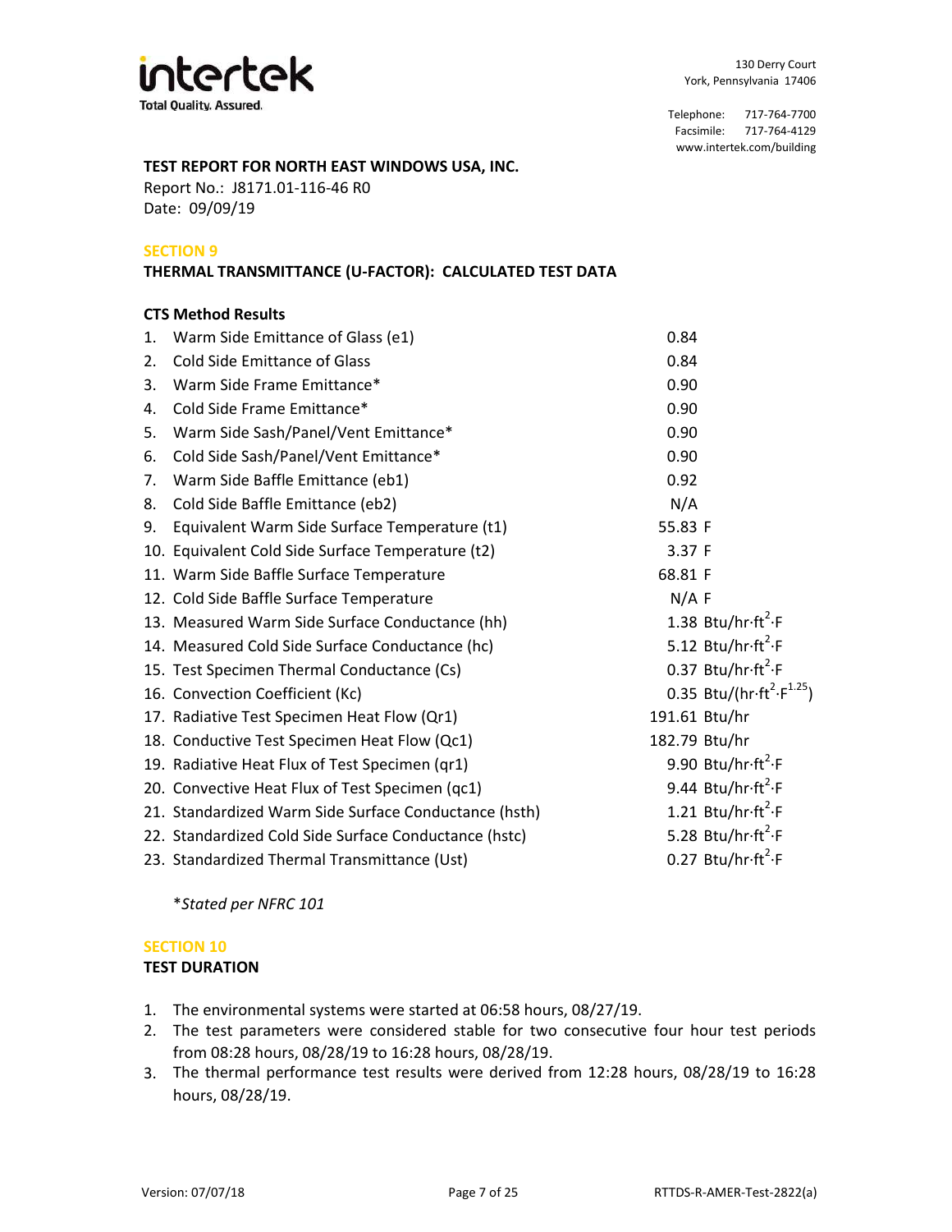**TEST REPORT FOR NORTH EAST WINDOWS USA, INC.**
Report No.: J8171.01-116-46 R0
Date: 09/09/19

## SECTION 9

### THERMAL TRANSMITTANCE (U-FACTOR): CALCULATED TEST DATA

**CTS Method Results**

| | | |
|---|---|---|
| 1. | Warm Side Emittance of Glass (e1) | 0.84 |
| 2. | Cold Side Emittance of Glass | 0.84 |
| 3. | Warm Side Frame Emittance* | 0.90 |
| 4. | Cold Side Frame Emittance* | 0.90 |
| 5. | Warm Side Sash/Panel/Vent Emittance* | 0.90 |
| 6. | Cold Side Sash/Panel/Vent Emittance* | 0.90 |
| 7. | Warm Side Baffle Emittance (eb1) | 0.92 |
| 8. | Cold Side Baffle Emittance (eb2) | N/A |
| 9. | Equivalent Warm Side Surface Temperature (t1) | 55.83 F |
| 10. | Equivalent Cold Side Surface Temperature (t2) | 3.37 F |
| 11. | Warm Side Baffle Surface Temperature | 68.81 F |
| 12. | Cold Side Baffle Surface Temperature | N/A F |
| 13. | Measured Warm Side Surface Conductance (hh) | 1.38 Btu/hr·ft$^2$·F |
| 14. | Measured Cold Side Surface Conductance (hc) | 5.12 Btu/hr·ft$^2$·F |
| 15. | Test Specimen Thermal Conductance (Cs) | 0.37 Btu/hr·ft$^2$·F |
| 16. | Convection Coefficient (Kc) | 0.35 Btu/(hr·ft$^2$·F$^{1.25}$) |
| 17. | Radiative Test Specimen Heat Flow (Qr1) | 191.61 Btu/hr |
| 18. | Conductive Test Specimen Heat Flow (Qc1) | 182.79 Btu/hr |
| 19. | Radiative Heat Flux of Test Specimen (qr1) | 9.90 Btu/hr·ft$^2$·F |
| 20. | Convective Heat Flux of Test Specimen (qc1) | 9.44 Btu/hr·ft$^2$·F |
| 21. | Standardized Warm Side Surface Conductance (hsth) | 1.21 Btu/hr·ft$^2$·F |
| 22. | Standardized Cold Side Surface Conductance (hstc) | 5.28 Btu/hr·ft$^2$·F |
| 23. | Standardized Thermal Transmittance (Ust) | 0.27 Btu/hr·ft$^2$·F |

*\*Stated per NFRC 101*

## SECTION 10

### TEST DURATION

1. The environmental systems were started at 06:58 hours, 08/27/19.
2. The test parameters were considered stable for two consecutive four hour test periods from 08:28 hours, 08/28/19 to 16:28 hours, 08/28/19.
3. The thermal performance test results were derived from 12:28 hours, 08/28/19 to 16:28 hours, 08/28/19.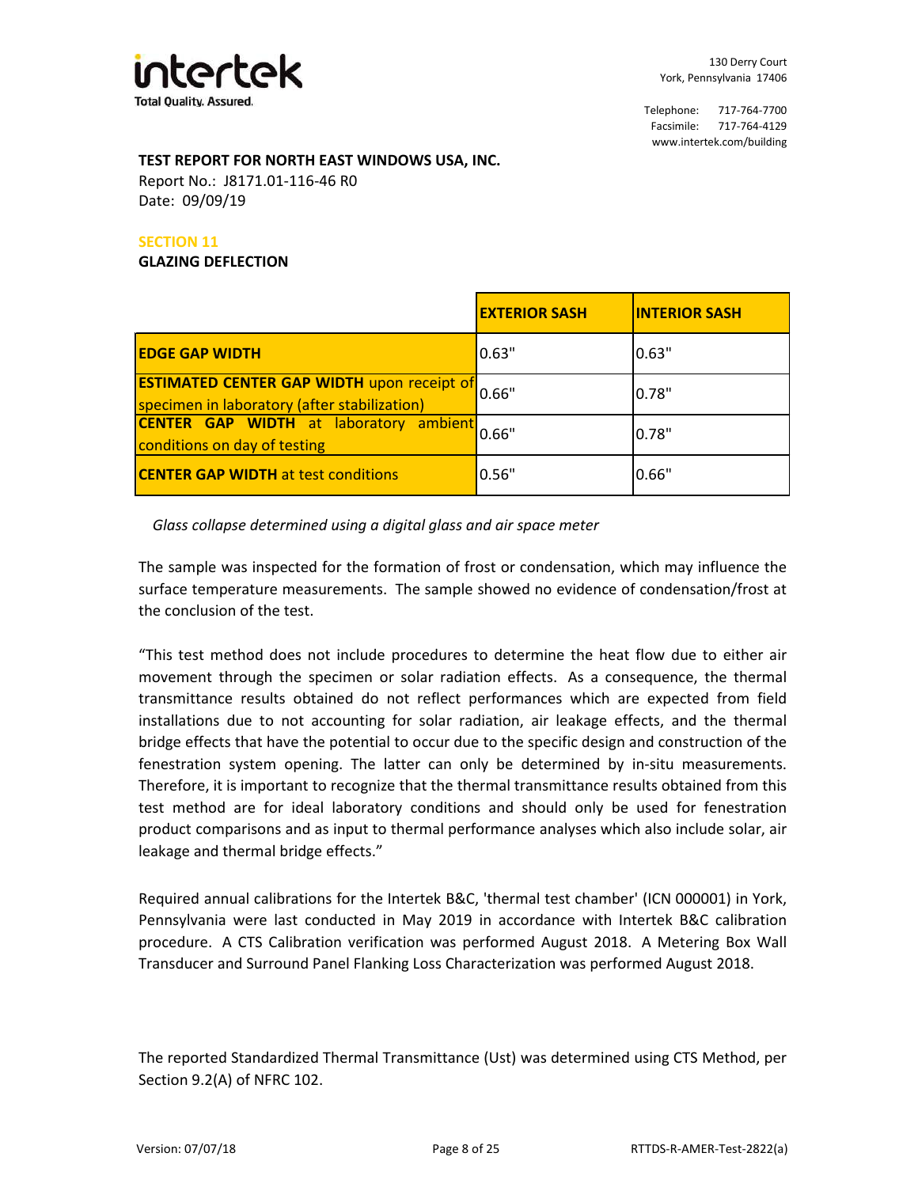**TEST REPORT FOR NORTH EAST WINDOWS USA, INC.**
Report No.: J8171.01-116-46 R0
Date: 09/09/19

## SECTION 11
### GLAZING DEFLECTION

| | EXTERIOR SASH | INTERIOR SASH |
|---|---|---|
| **EDGE GAP WIDTH** | 0.63" | 0.63" |
| **ESTIMATED CENTER GAP WIDTH** upon receipt of specimen in laboratory (after stabilization) | 0.66" | 0.78" |
| **CENTER GAP WIDTH** at laboratory ambient conditions on day of testing | 0.66" | 0.78" |
| **CENTER GAP WIDTH** at test conditions | 0.56" | 0.66" |

*Glass collapse determined using a digital glass and air space meter*

The sample was inspected for the formation of frost or condensation, which may influence the surface temperature measurements. The sample showed no evidence of condensation/frost at the conclusion of the test.

"This test method does not include procedures to determine the heat flow due to either air movement through the specimen or solar radiation effects. As a consequence, the thermal transmittance results obtained do not reflect performances which are expected from field installations due to not accounting for solar radiation, air leakage effects, and the thermal bridge effects that have the potential to occur due to the specific design and construction of the fenestration system opening. The latter can only be determined by in-situ measurements. Therefore, it is important to recognize that the thermal transmittance results obtained from this test method are for ideal laboratory conditions and should only be used for fenestration product comparisons and as input to thermal performance analyses which also include solar, air leakage and thermal bridge effects."

Required annual calibrations for the Intertek B&C, 'thermal test chamber' (ICN 000001) in York, Pennsylvania were last conducted in May 2019 in accordance with Intertek B&C calibration procedure. A CTS Calibration verification was performed August 2018. A Metering Box Wall Transducer and Surround Panel Flanking Loss Characterization was performed August 2018.

The reported Standardized Thermal Transmittance (Ust) was determined using CTS Method, per Section 9.2(A) of NFRC 102.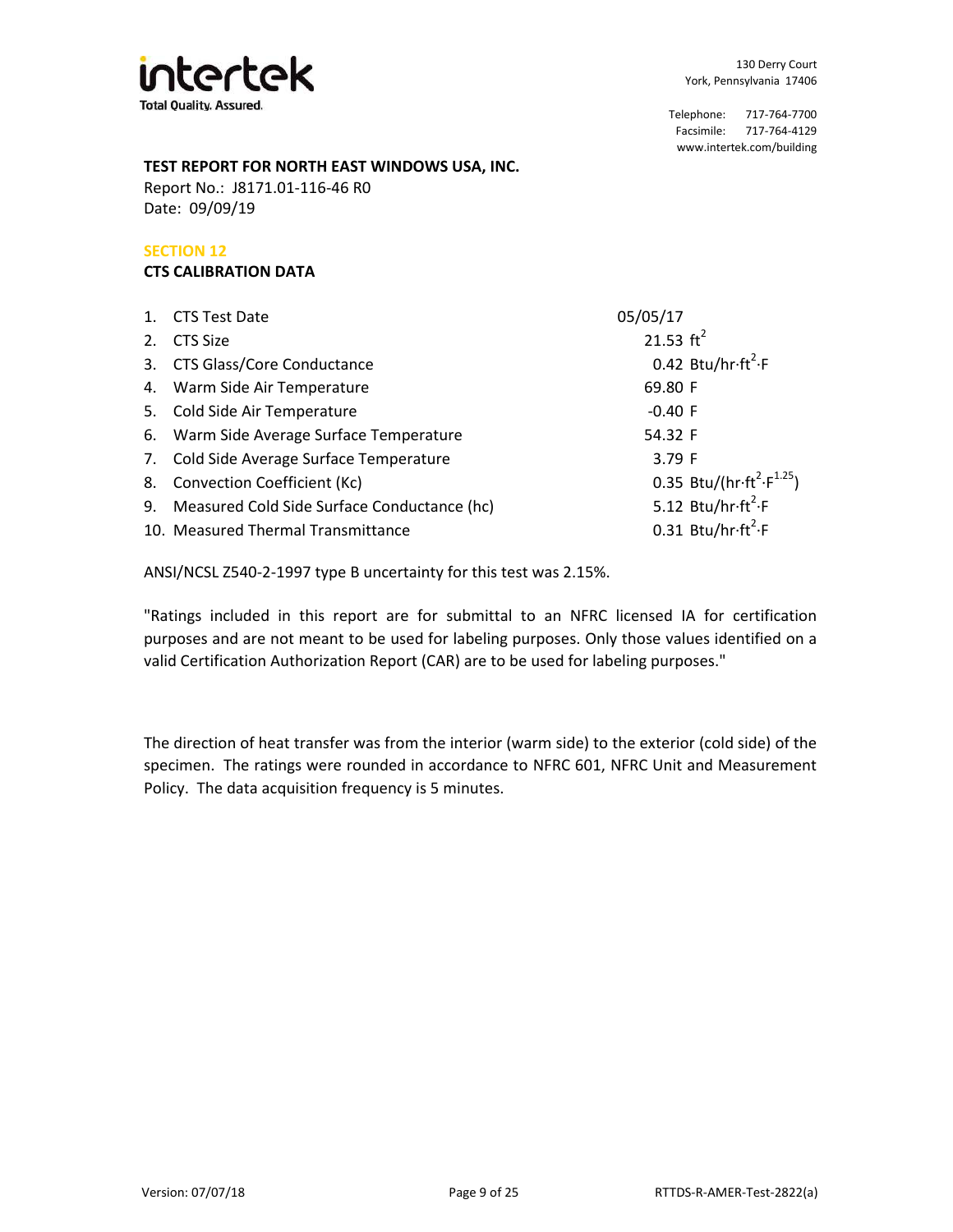**TEST REPORT FOR NORTH EAST WINDOWS USA, INC.**
Report No.: J8171.01-116-46 R0
Date: 09/09/19

## SECTION 12

### CTS CALIBRATION DATA

| | | |
|---|---|---|
| 1. | CTS Test Date | 05/05/17 |
| 2. | CTS Size | 21.53 $ft^2$ |
| 3. | CTS Glass/Core Conductance | 0.42 $Btu/hr{\cdot}ft^2{\cdot}F$ |
| 4. | Warm Side Air Temperature | 69.80 F |
| 5. | Cold Side Air Temperature | -0.40 F |
| 6. | Warm Side Average Surface Temperature | 54.32 F |
| 7. | Cold Side Average Surface Temperature | 3.79 F |
| 8. | Convection Coefficient (Kc) | 0.35 $Btu/(hr{\cdot}ft^2{\cdot}F^{1.25})$ |
| 9. | Measured Cold Side Surface Conductance (hc) | 5.12 $Btu/hr{\cdot}ft^2{\cdot}F$ |
| 10. | Measured Thermal Transmittance | 0.31 $Btu/hr{\cdot}ft^2{\cdot}F$ |

ANSI/NCSL Z540-2-1997 type B uncertainty for this test was 2.15%.

"Ratings included in this report are for submittal to an NFRC licensed IA for certification purposes and are not meant to be used for labeling purposes. Only those values identified on a valid Certification Authorization Report (CAR) are to be used for labeling purposes."

The direction of heat transfer was from the interior (warm side) to the exterior (cold side) of the specimen. The ratings were rounded in accordance to NFRC 601, NFRC Unit and Measurement Policy. The data acquisition frequency is 5 minutes.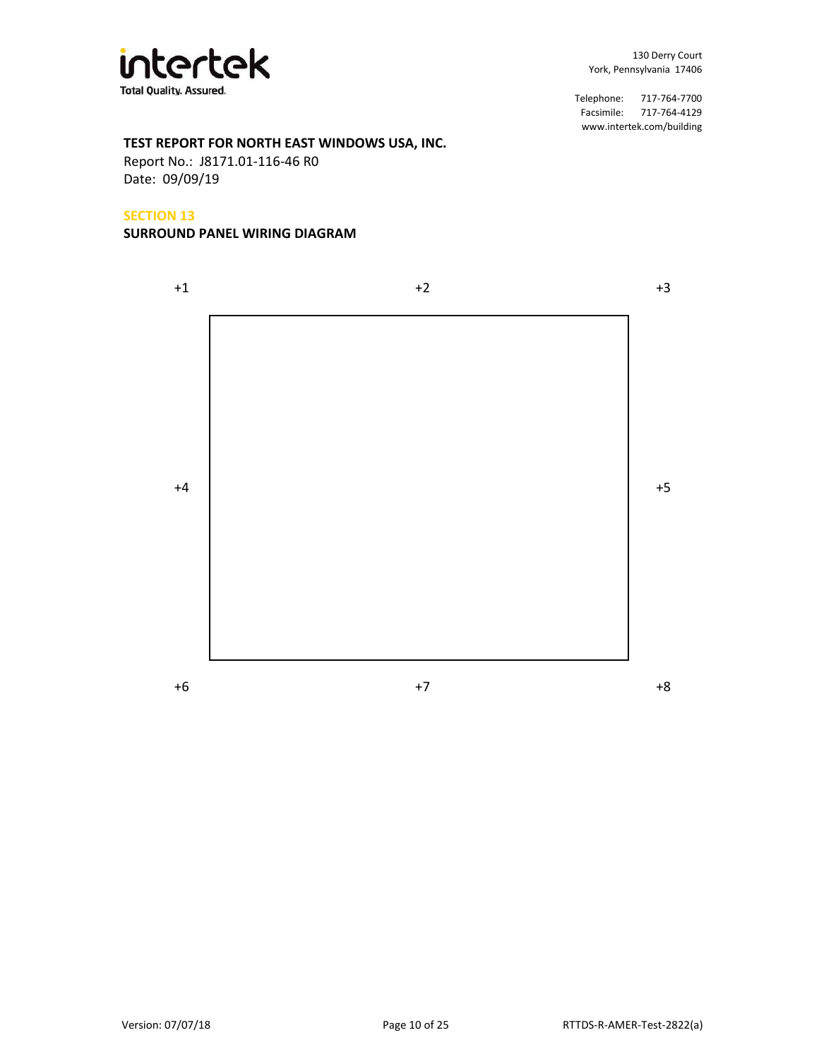**TEST REPORT FOR NORTH EAST WINDOWS USA, INC.**
Report No.: J8171.01-116-46 R0
Date: 09/09/19

## SECTION 13

## SURROUND PANEL WIRING DIAGRAM

+1 +2 +3

+4 +5

+6 +7 +8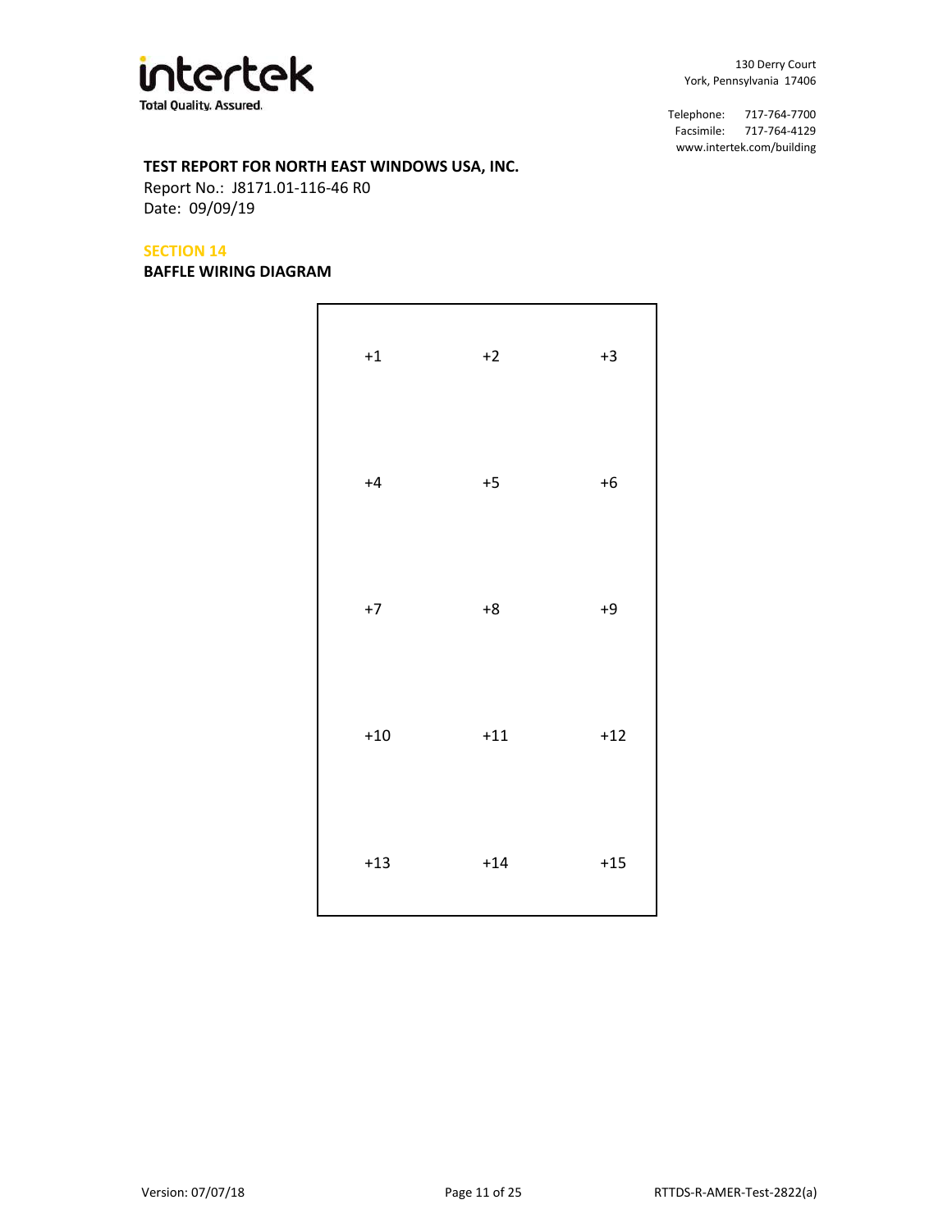**TEST REPORT FOR NORTH EAST WINDOWS USA, INC.**
Report No.: J8171.01-116-46 R0
Date: 09/09/19

## SECTION 14

### BAFFLE WIRING DIAGRAM

| | | |
|---|---|---|
| +1 | +2 | +3 |
| +4 | +5 | +6 |
| +7 | +8 | +9 |
| +10 | +11 | +12 |
| +13 | +14 | +15 |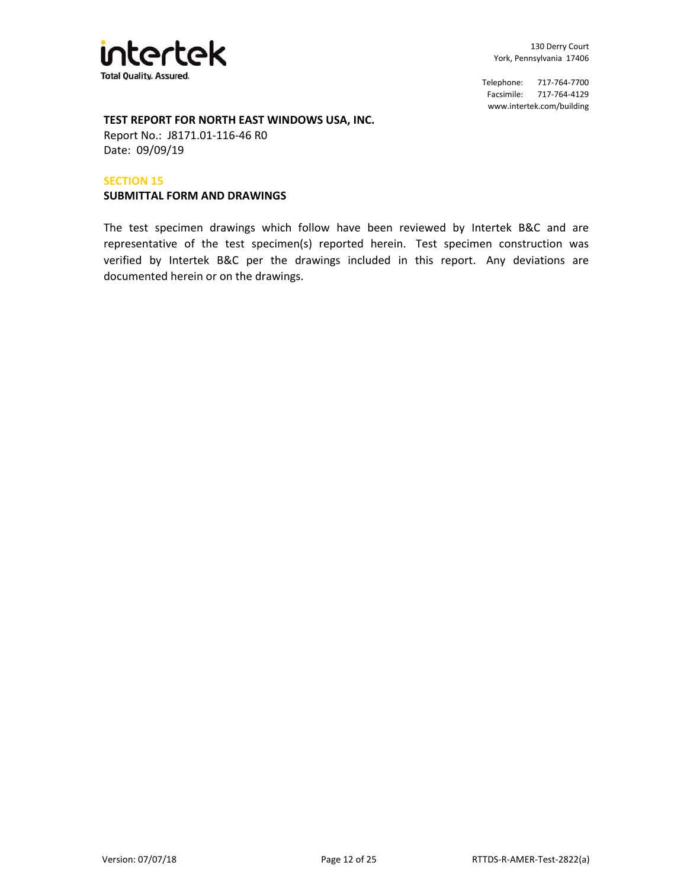**TEST REPORT FOR NORTH EAST WINDOWS USA, INC.**

Report No.: J8171.01-116-46 R0

Date: 09/09/19

## SECTION 15

## SUBMITTAL FORM AND DRAWINGS

The test specimen drawings which follow have been reviewed by Intertek B&C and are representative of the test specimen(s) reported herein. Test specimen construction was verified by Intertek B&C per the drawings included in this report. Any deviations are documented herein or on the drawings.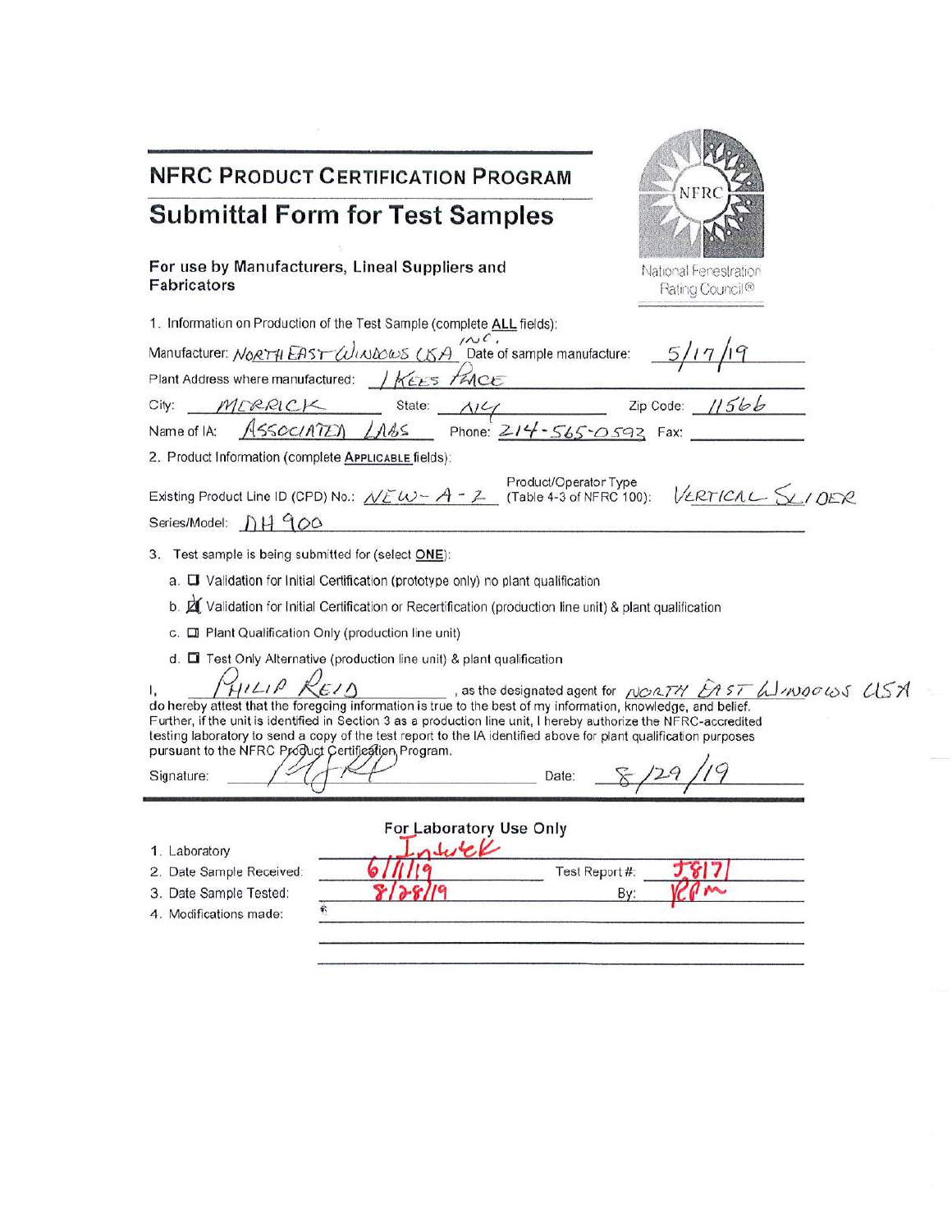# NFRC PRODUCT CERTIFICATION PROGRAM

## Submittal Form for Test Samples

**For use by Manufacturers, Lineal Suppliers and Fabricators**

National Fenestration Rating Council®

1. Information on Production of the Test Sample (complete **ALL** fields):

Manufacturer: NORTH EAST WINDOWS USA INC. Date of sample manufacture: 5/17/19

Plant Address where manufactured: 1 KEES PLACE

City: MERRICK State: NY Zip Code: 11566

Name of IA: ASSOCIATED LABS Phone: 214-565-0593 Fax: ___________

2. Product Information (complete **APPLICABLE** fields):

Existing Product Line ID (CPD) No.: NEW-A-2 Product/Operator Type (Table 4-3 of NFRC 100): VERTICAL SLIDER

Series/Model: DH 900

3. Test sample is being submitted for (select **ONE**):

a. ☐ Validation for Initial Certification (prototype only) no plant qualification

b. ☒ Validation for Initial Certification or Recertification (production line unit) & plant qualification

c. ☐ Plant Qualification Only (production line unit)

d. ☐ Test Only Alternative (production line unit) & plant qualification

I, PHILIP REID, as the designated agent for NORTH EAST WINDOWS USA do hereby attest that the foregoing information is true to the best of my information, knowledge, and belief. Further, if the unit is identified in Section 3 as a production line unit, I hereby authorize the NFRC-accredited testing laboratory to send a copy of the test report to the IA identified above for plant qualification purposes pursuant to the NFRC Product Certification Program.

Signature: [signature] Date: 8/29/19

---

**For Laboratory Use Only**

1. Laboratory: Intertek
2. Date Sample Received: 6/11/19 Test Report #: J8171
3. Date Sample Tested: 8/28/19 By: RPM
4. Modifications made: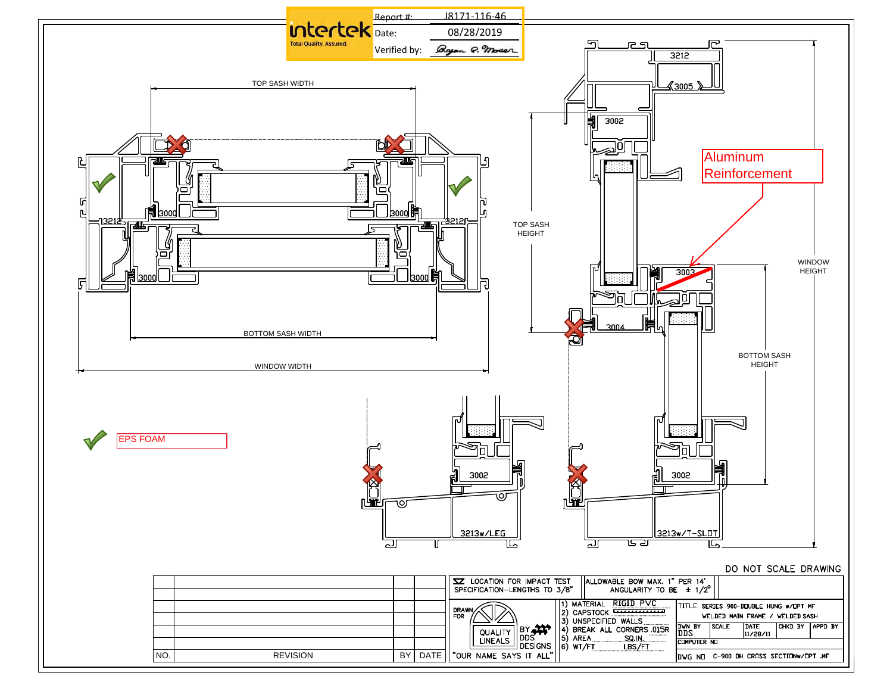| Report #: | J8171-116-46 |
|---|---|
| Date: | 08/28/2019 |
| Verified by: | Bryan R. Moser |

intertek Total Quality. Assured.

TOP SASH WIDTH

3000 3000 3212 3212 3000 3000

BOTTOM SASH WIDTH

WINDOW WIDTH

EPS FOAM

3212 3005 3002

Aluminum Reinforcement

TOP SASH HEIGHT

3003 3004

WINDOW HEIGHT

BOTTOM SASH HEIGHT

3002 3213w/LEG 3002 3213w/T-SLOT

DO NOT SCALE DRAWING

| NO. | REVISION | BY | DATE |
|---|---|---|---|
| | | | |

LOCATION FOR IMPACT TEST SPECIFICATION–LENGTHS TO 3/8"

ALLOWABLE BOW MAX. 1" PER 14' ANGULARITY TO BE ± 1/2°

DRAWN FOR QUALITY LINEALS BY DDS DESIGNS "OUR NAME SAYS IT ALL"

1) MATERIAL RIGID PVC
2) CAPSTOCK
3) UNSPECIFIED WALLS
4) BREAK ALL CORNERS .015R
5) AREA SQ.IN.
6) WT/FT LBS/FT

TITLE SERIES 900-DOUBLE HUNG w/OPT MF WELDED MAIN FRAME / WELDED SASH

| DWN BY | SCALE | DATE | CHKD BY | APPD BY |
|---|---|---|---|---|
| DDS | | 11/28/11 | | |

COMPUTER NO

DWG NO C-900 DH CROSS SECTIONw/OPT .MF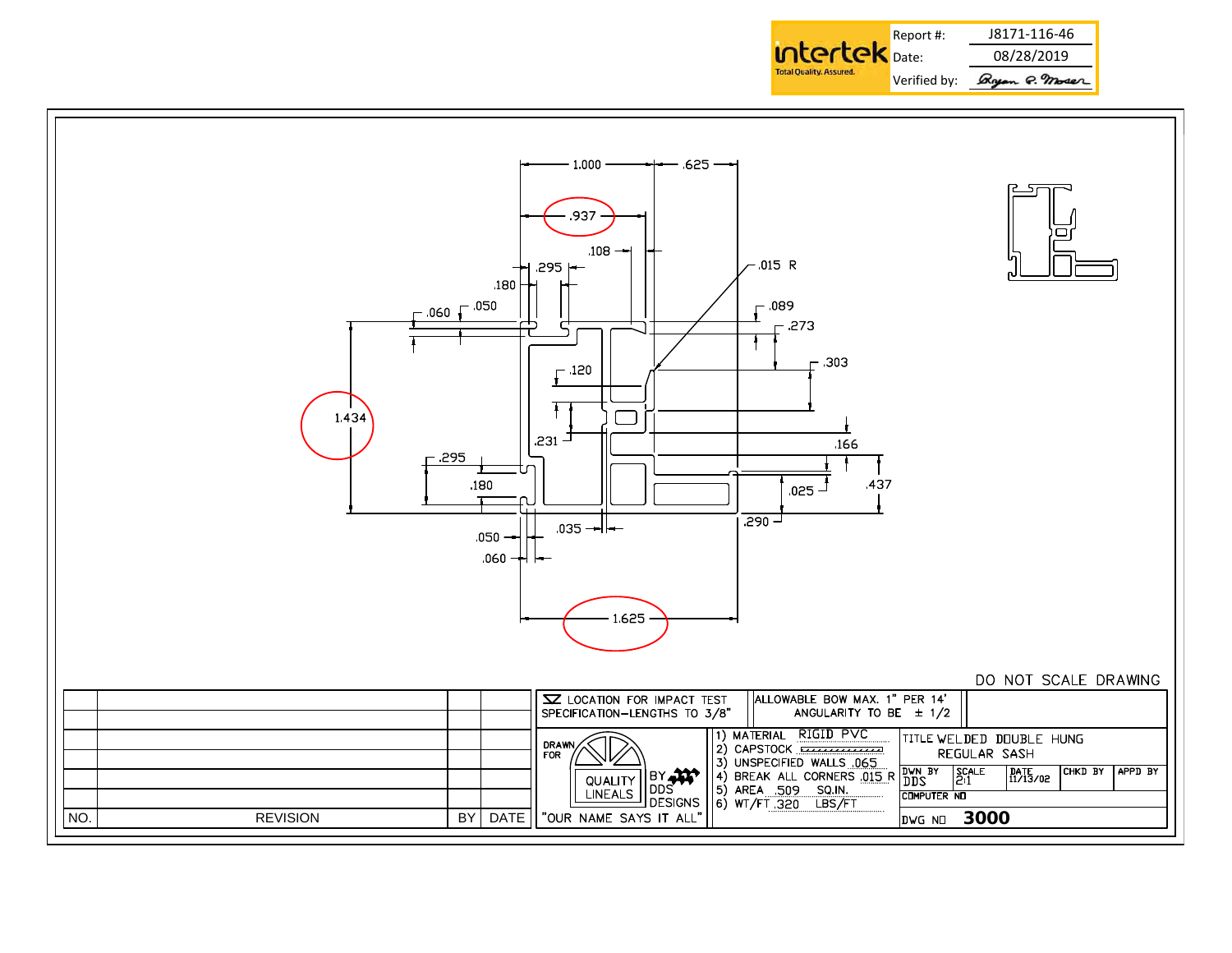| | |
|---|---|
| Report #: | J8171-116-46 |
| Date: | 08/28/2019 |
| Verified by: | Ryan P. Moser |

intertek Total Quality. Assured.

1.000 .625
.937
.108
.295
.180
.060 .050
.015 R
.089
.273
.303
.120
1.434
.231
.166
.295
.180
.437
.025
.290
.035
.050
.060
1.625

DO NOT SCALE DRAWING

| NO. | REVISION | BY | DATE |
|---|---|---|---|
| | | | |
| | | | |
| | | | |
| | | | |
| | | | |
| | | | |

LOCATION FOR IMPACT TEST SPECIFICATION–LENGTHS TO 3/8"

ALLOWABLE BOW MAX. 1" PER 14' ANGULARITY TO BE ± 1/2

DRAWN FOR QUALITY LINEALS BY DDS DESIGNS

"OUR NAME SAYS IT ALL"

1) MATERIAL RIGID PVC
2) CAPSTOCK
3) UNSPECIFIED WALLS .065
4) BREAK ALL CORNERS .015 R
5) AREA .509 SQ.IN.
6) WT/FT .320 LBS/FT

TITLE WELDED DOUBLE HUNG REGULAR SASH

| DWN BY | SCALE | DATE | CHKD BY | APPD BY |
|---|---|---|---|---|
| DDS | 2:1 | 11/13/02 | | |

COMPUTER NO

DWG NO 3000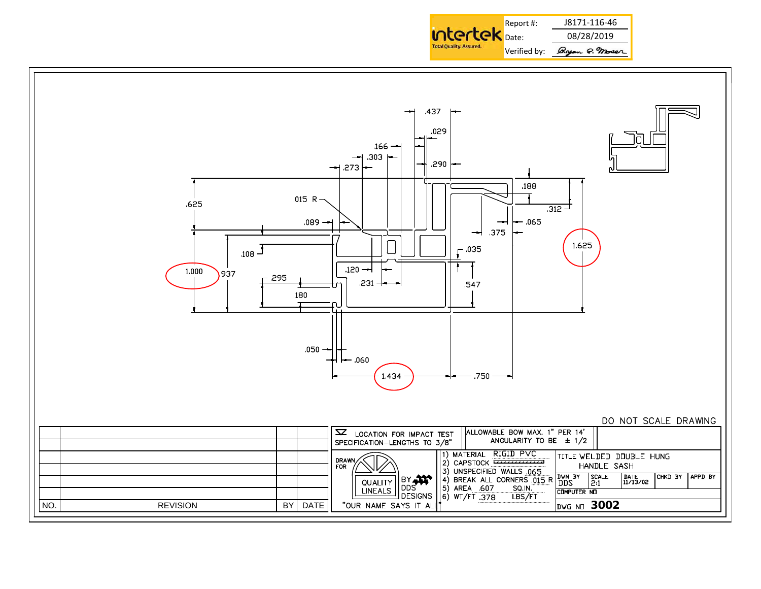| Report #: | J8171-116-46 |
| --- | --- |
| Date: | 08/28/2019 |
| Verified by: | Bryan P. Moser |

.437 .029 .166 .303 .290 .273 .188 .625 .015 R .312 .089 .065 .375 .035 1.625 .108 .120 1.000 .937 .295 .231 .547 .180 .050 .060 1.434 .750

DO NOT SCALE DRAWING

| NO. | REVISION | BY | DATE |
| --- | --- | --- | --- |
| | | | |
| | | | |
| | | | |
| | | | |
| | | | |
| | | | |

LOCATION FOR IMPACT TEST SPECIFICATION–LENGTHS TO 3/8"

ALLOWABLE BOW MAX. 1" PER 14' ANGULARITY TO BE ± 1/2

DRAWN FOR QUALITY LINEALS BY DDS DESIGNS "OUR NAME SAYS IT ALL"

1) MATERIAL RIGID PVC
2) CAPSTOCK
3) UNSPECIFIED WALLS .065
4) BREAK ALL CORNERS .015 R
5) AREA .607 SQ.IN.
6) WT/FT .378 LBS/FT

TITLE WELDED DOUBLE HUNG HANDLE SASH

| DWN BY | SCALE | DATE | CHKD BY | APPD BY |
| --- | --- | --- | --- | --- |
| DDS | 2:1 | 11/13/02 | | |

COMPUTER NO

DWG NO **3002**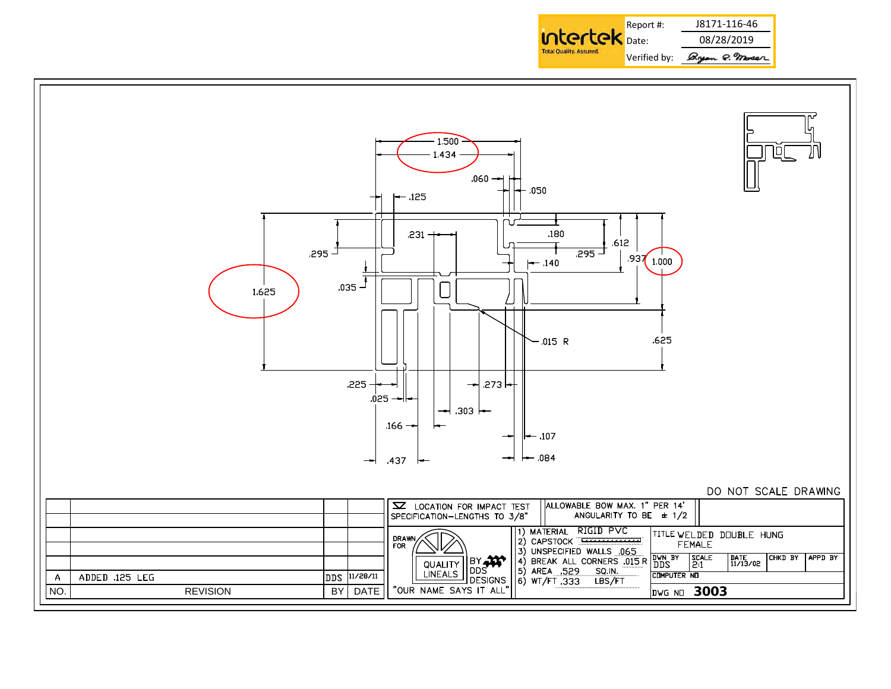| | |
|---|---|
| Report #: | J8171-116-46 |
| Date: | 08/28/2019 |
| Verified by: | Bryan C. Moser |

Dimensions: 1.500, 1.434, .060, .050, .125, .231, .180, .295, .612, .937, 1.000, .295, .140, 1.625, .035, .015 R, .625, .225, .025, .273, .303, .166, .107, .437, .084

DO NOT SCALE DRAWING

| | | | |
|---|---|---|---|
| | | | |
| | | | |
| | | | |
| | | | |
| | | | |
| A | ADDED .125 LEG | DDS | 11/28/11 |
| NO. | REVISION | BY | DATE |

LOCATION FOR IMPACT TEST SPECIFICATION—LENGTHS TO 3/8"

ALLOWABLE BOW MAX. 1" PER 14' ANGULARITY TO BE ± 1/2

DRAWN FOR QUALITY LINEALS BY DDS DESIGNS "OUR NAME SAYS IT ALL"

1) MATERIAL RIGID PVC
2) CAPSTOCK
3) UNSPECIFIED WALLS .065
4) BREAK ALL CORNERS .015 R
5) AREA .529 SQ.IN.
6) WT/FT .333 LBS/FT

TITLE WELDED DOUBLE HUNG FEMALE

| DWN BY | SCALE | DATE | CHKD BY | APPD BY |
|---|---|---|---|---|
| DDS | 2:1 | 11/13/02 | | |

COMPUTER NO

DWG NO **3003**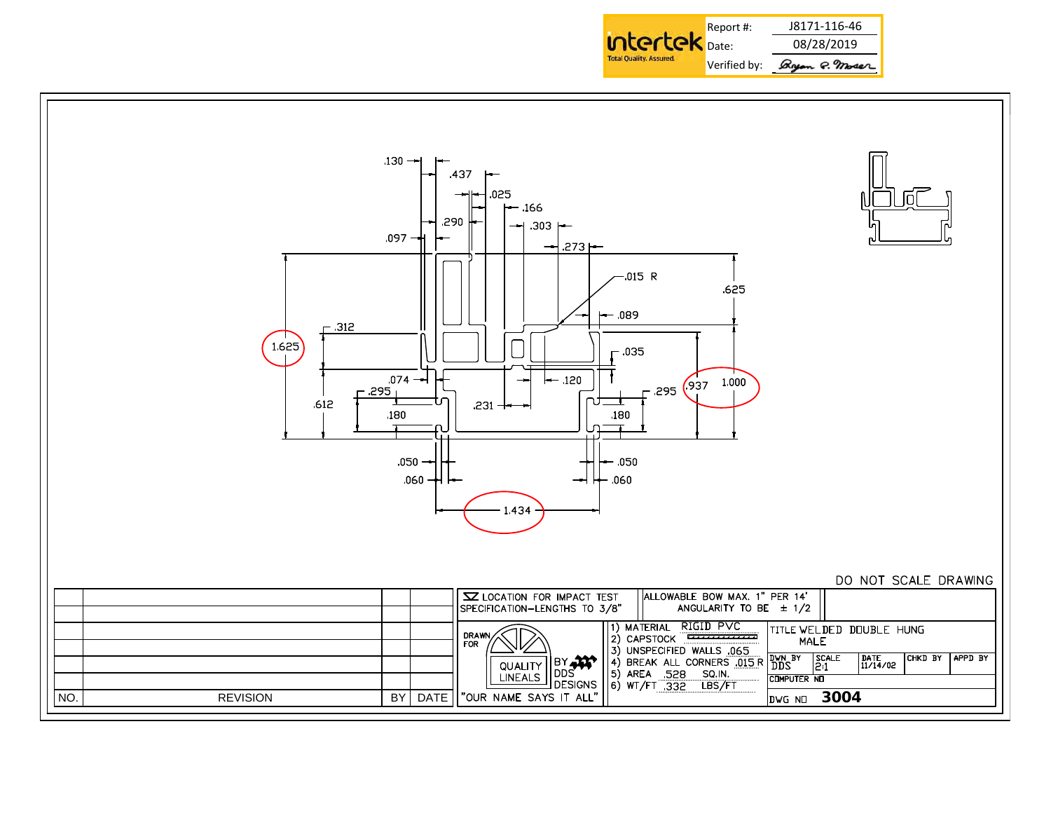| Report #: | J8171-116-46 |
| --- | --- |
| Date: | 08/28/2019 |
| Verified by: | Bryan R. Moser |

.130 .437 .025 .166 .290 .303 .097 .273 .015 R .625 .089 .312 1.625 .035 .074 .120 .295 .937 1.000 .612 .231 .295 .180 .180 .050 .050 .060 .060 1.434

DO NOT SCALE DRAWING

| NO. | REVISION | BY | DATE |
| --- | --- | --- | --- |
| | | | |
| | | | |
| | | | |
| | | | |
| | | | |
| | | | |

LOCATION FOR IMPACT TEST
SPECIFICATION–LENGTHS TO 3/8"

ALLOWABLE BOW MAX. 1" PER 14'
ANGULARITY TO BE ± 1/2

DRAWN FOR QUALITY LINEALS BY DDS DESIGNS
"OUR NAME SAYS IT ALL"

1) MATERIAL RIGID PVC
2) CAPSTOCK
3) UNSPECIFIED WALLS .065
4) BREAK ALL CORNERS .015 R
5) AREA .528 SQ.IN.
6) WT/FT .332 LBS/FT

TITLE WELDED DOUBLE HUNG MALE

| DWN BY | SCALE | DATE | CHKD BY | APPD BY |
| --- | --- | --- | --- | --- |
| DDS | 2:1 | 11/14/02 | | |

COMPUTER NO

DWG NO **3004**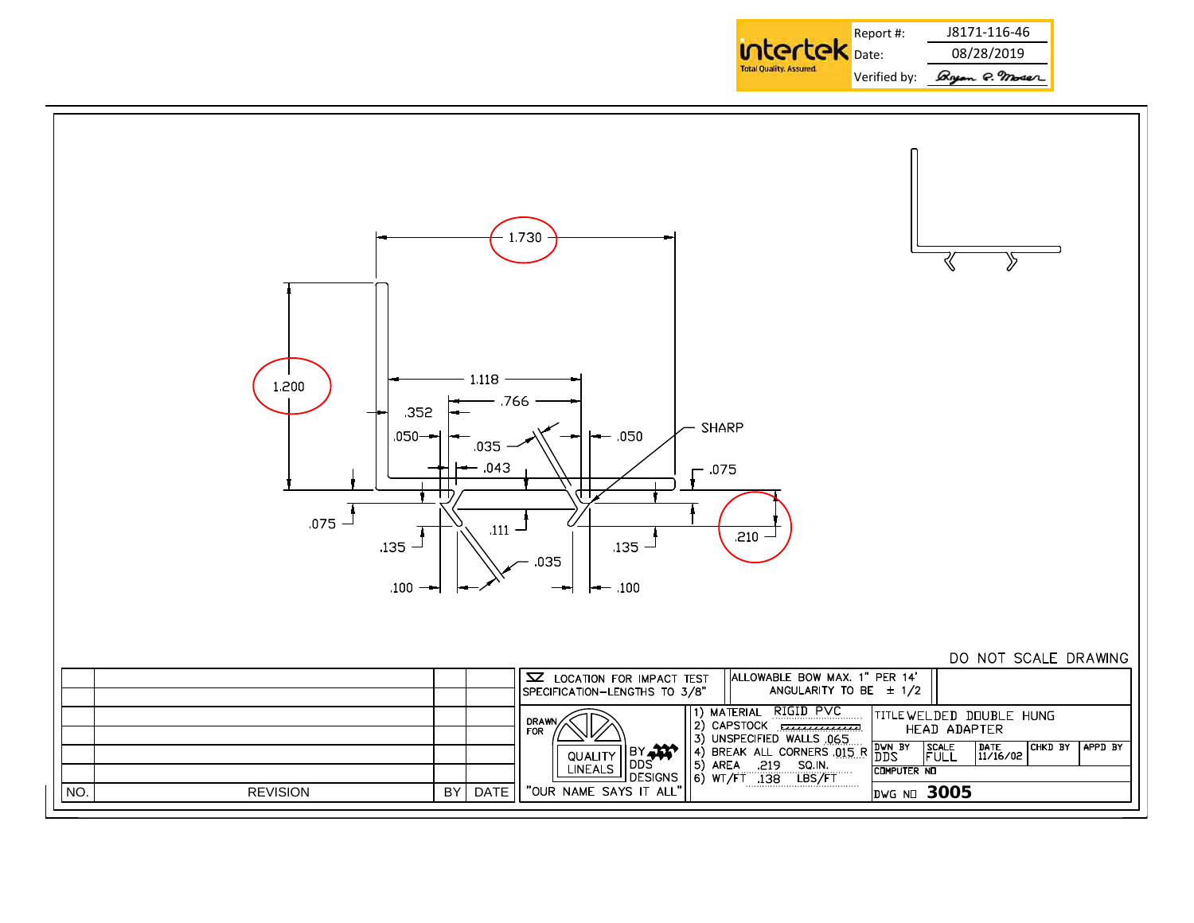| Report #: | J8171-116-46 |
| --- | --- |
| Date: | 08/28/2019 |
| Verified by: | Bryan A. Moser |

1.730

1.200

1.118

.766

.352

.050 .035 .050

.043

SHARP

.075

.075

.111

.135 .135

.210

.035

.100 .100

DO NOT SCALE DRAWING

| NO. | REVISION | BY | DATE |
| --- | --- | --- | --- |
| | | | |
| | | | |
| | | | |
| | | | |
| | | | |
| | | | |

LOCATION FOR IMPACT TEST SPECIFICATION–LENGTHS TO 3/8"

ALLOWABLE BOW MAX. 1" PER 14' ANGULARITY TO BE ± 1/2

DRAWN FOR QUALITY LINEALS BY DDS DESIGNS "OUR NAME SAYS IT ALL"

1) MATERIAL RIGID PVC
2) CAPSTOCK
3) UNSPECIFIED WALLS .065
4) BREAK ALL CORNERS .015 R
5) AREA .219 SQ.IN.
6) WT/FT .138 LBS/FT

TITLE WELDED DOUBLE HUNG HEAD ADAPTER

| DWN BY | SCALE | DATE | CHKD BY | APPD BY |
| --- | --- | --- | --- | --- |
| DDS | FULL | 11/16/02 | | |

COMPUTER NO

DWG NO **3005**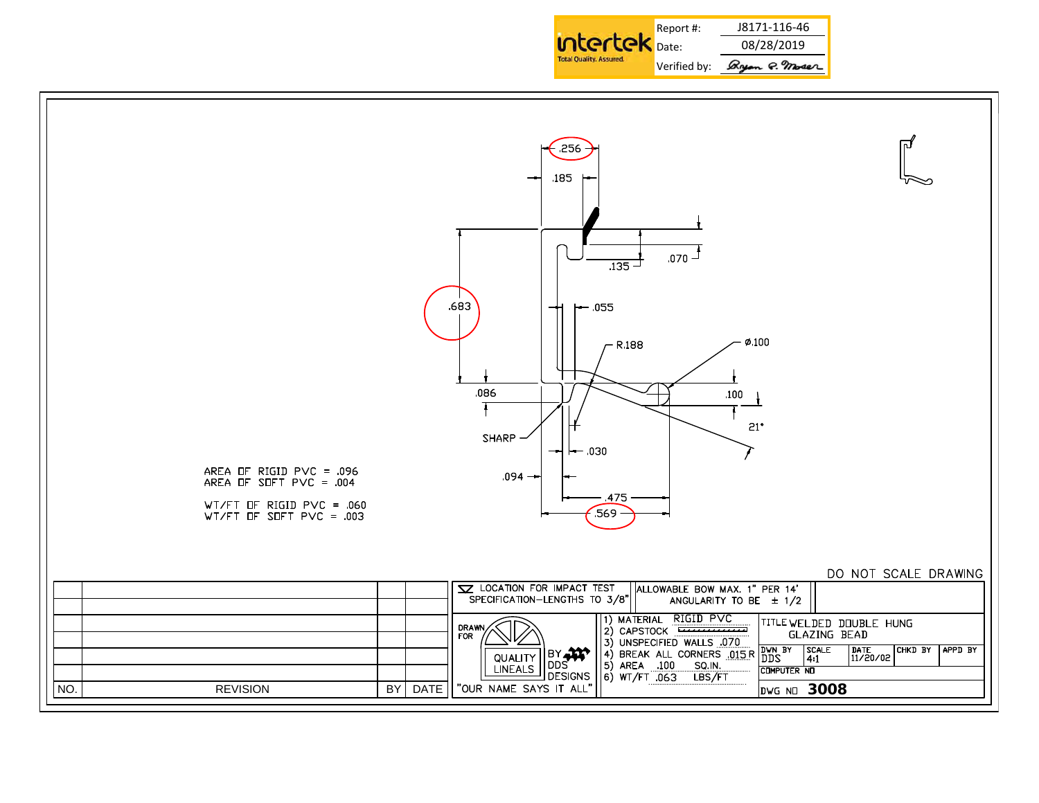| | |
|---|---|
| Report #: | J8171-116-46 |
| Date: | 08/28/2019 |
| Verified by: | Bryan P. Moser |

.256

.185

.070

.135

.683

.055

R.188

Ø.100

.086

.100

21°

SHARP

.030

.094

.475

.569

AREA OF RIGID PVC = .096
AREA OF SOFT PVC = .004

WT/FT OF RIGID PVC = .060
WT/FT OF SOFT PVC = .003

DO NOT SCALE DRAWING

| NO. | REVISION | BY | DATE |
|---|---|---|---|
| | | | |
| | | | |
| | | | |
| | | | |
| | | | |
| | | | |

▽ LOCATION FOR IMPACT TEST SPECIFICATION—LENGTHS TO 3/8"

ALLOWABLE BOW MAX. 1" PER 14' ANGULARITY TO BE ± 1/2

DRAWN FOR QUALITY LINEALS BY DDS DESIGNS "OUR NAME SAYS IT ALL"

1) MATERIAL RIGID PVC
2) CAPSTOCK
3) UNSPECIFIED WALLS .070
4) BREAK ALL CORNERS .015 R
5) AREA .100 SQ.IN.
6) WT/FT .063 LBS/FT

TITLE WELDED DOUBLE HUNG GLAZING BEAD

| DWN BY | SCALE | DATE | CHKD BY | APPD BY |
|---|---|---|---|---|
| DDS | 4:1 | 11/20/02 | | |

COMPUTER NO

DWG NO **3008**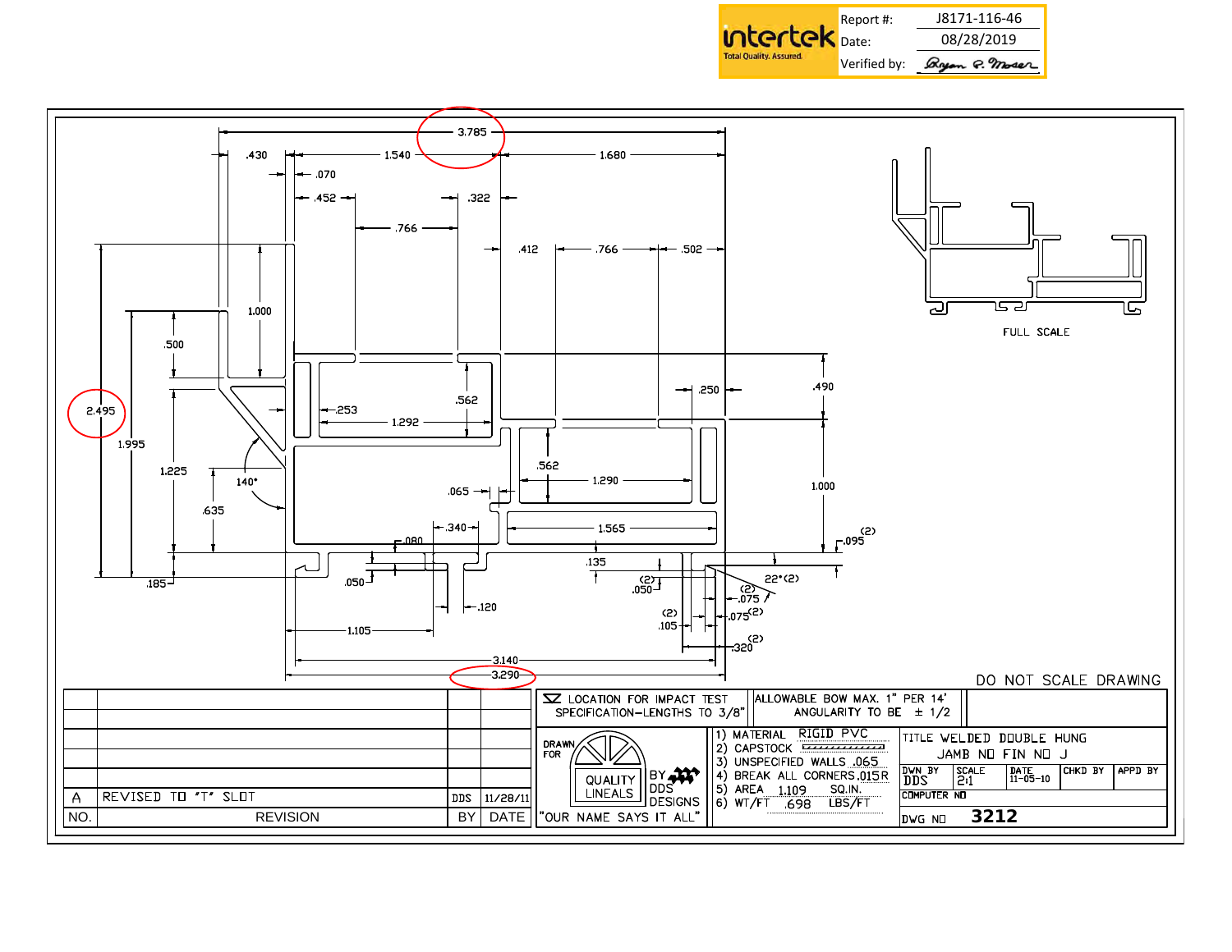| Report #: | J8171-116-46 |
|---|---|
| Date: | 08/28/2019 |
| Verified by: | Ryan P. Moser |

intertek
Total Quality. Assured.

3.785
.430 1.540 1.680
.070
.452 .322
.766
.412 .766 .502
1.000
.500
2.495
1.995
.253
.562
1.292
.250
.490
1.225
140°
.562
1.290
1.000
.635
.065
.340
1.565
.080
.095 (2)
.185
.050
.120
.135
(2) .050
22° (2)
(2) .075
(2) .105
.075 (2)
1.105
.320 (2)
3.140
3.290

FULL SCALE

DO NOT SCALE DRAWING

| NO. | REVISION | BY | DATE |
|---|---|---|---|
| A | REVISED TO "T" SLOT | DDS | 11/28/11 |

LOCATION FOR IMPACT TEST SPECIFICATION-LENGTHS TO 3/8"

ALLOWABLE BOW MAX. 1" PER 14' ANGULARITY TO BE ± 1/2

DRAWN FOR QUALITY LINEALS BY DDS DESIGNS "OUR NAME SAYS IT ALL"

1) MATERIAL RIGID PVC
2) CAPSTOCK
3) UNSPECIFIED WALLS .065
4) BREAK ALL CORNERS .015R
5) AREA 1.109 SQ.IN.
6) WT/FT .698 LBS/FT

TITLE WELDED DOUBLE HUNG JAMB NO FIN NO J

| DWN BY | SCALE | DATE | CHKD BY | APPD BY |
|---|---|---|---|---|
| DDS | 2:1 | 11-05-10 | | |

COMPUTER NO

DWG NO 3212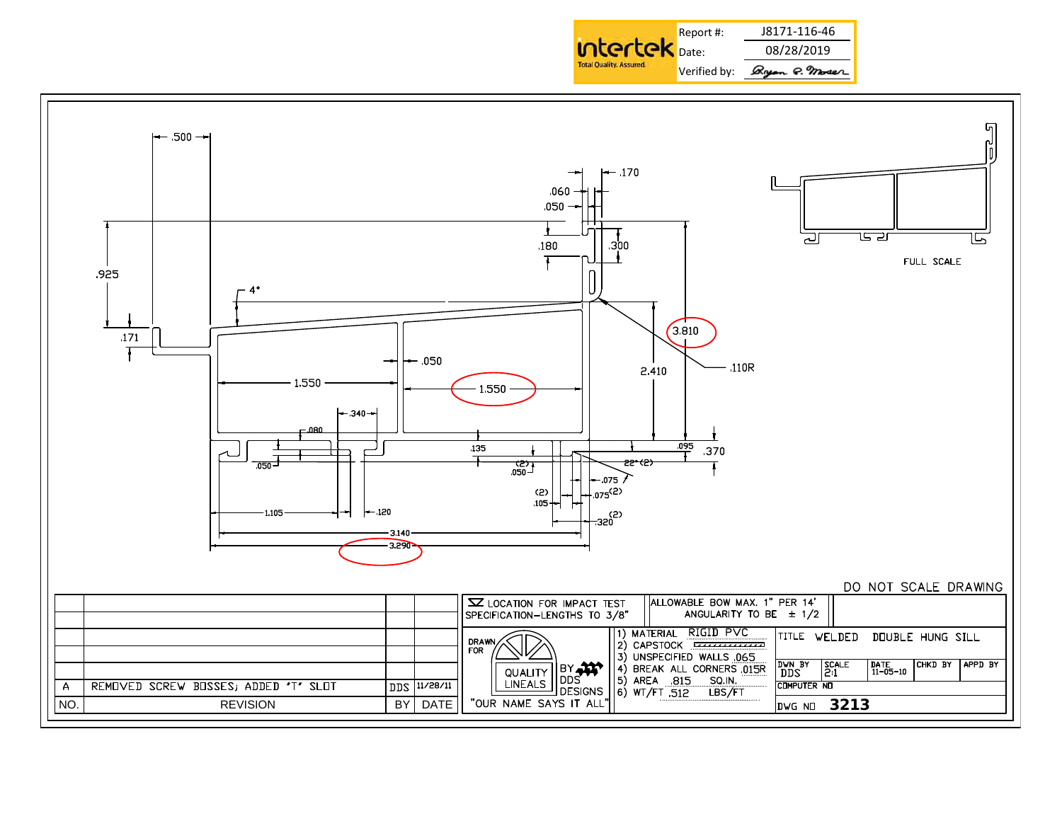| intertek Total Quality. Assured. | |
|---|---|
| Report #: | J8171-116-46 |
| Date: | 08/28/2019 |
| Verified by: | Ryan C. Moser |

.500 .170 .060 .050 .180 .300 .925 4° .171 3.810 .110R 2.410 .050 1.550 1.550 .340 .080 .135 .095 .370 .050 (2) .050 22° (2) .075 (2) .105 .075 (2) (2) .320 1.105 .120 3.140 3.290

FULL SCALE

DO NOT SCALE DRAWING

| NO. | REVISION | BY | DATE |
|---|---|---|---|
| A | REMOVED SCREW BOSSES; ADDED 'T' SLOT | DDS | 11/28/11 |

LOCATION FOR IMPACT TEST

SPECIFICATION–LENGTHS TO 3/8"

ALLOWABLE BOW MAX. 1" PER 14'

ANGULARITY TO BE ± 1/2

DRAWN FOR QUALITY LINEALS BY DDS DESIGNS "OUR NAME SAYS IT ALL"

1) MATERIAL RIGID PVC
2) CAPSTOCK
3) UNSPECIFIED WALLS .065
4) BREAK ALL CORNERS .015R
5) AREA .815 SQ.IN.
6) WT/FT .512 LBS/FT

TITLE WELDED DOUBLE HUNG SILL

| DWN BY | SCALE | DATE | CHKD BY | APPD BY |
|---|---|---|---|---|
| DDS | 2:1 | 11-05-10 | | |

COMPUTER NO

DWG NO 3213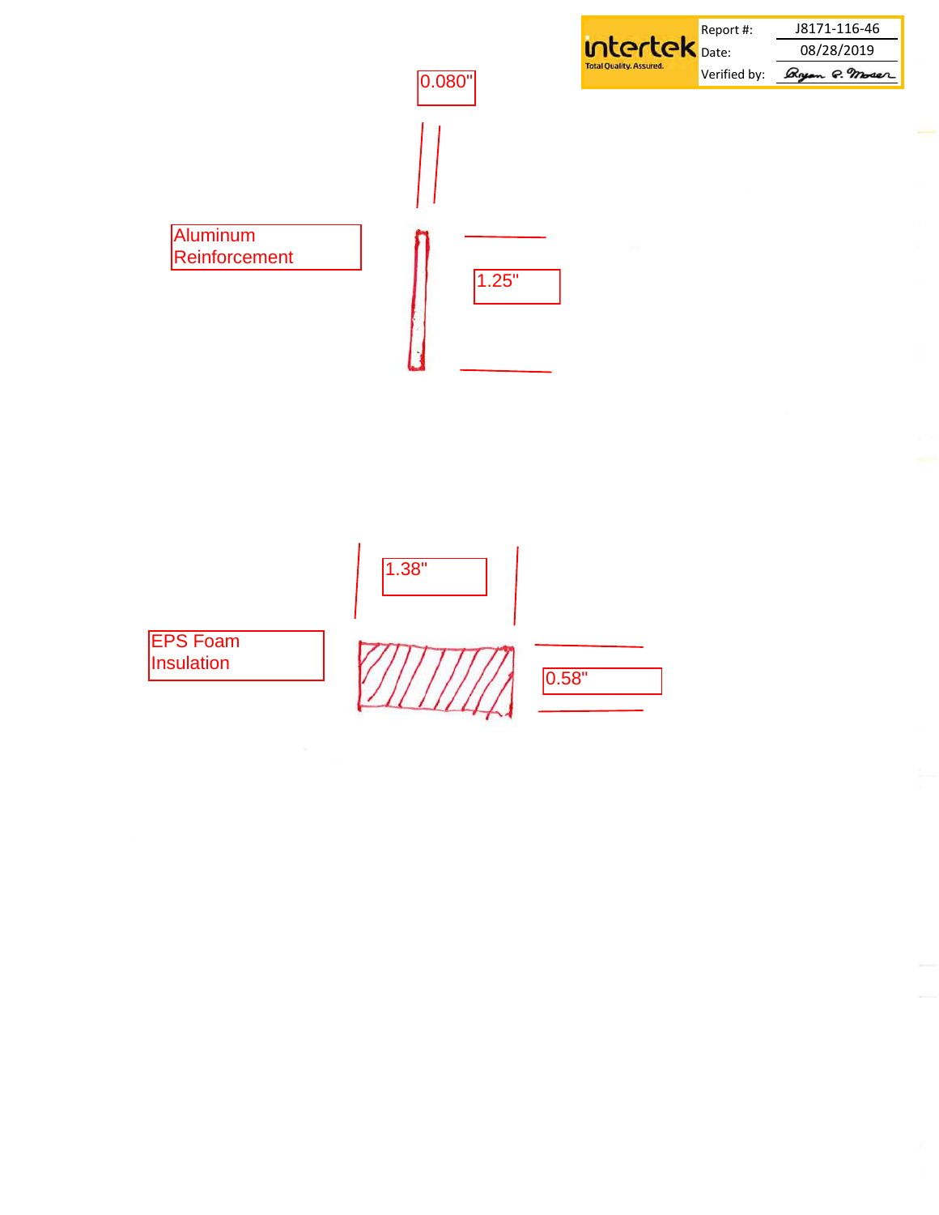| Report #: | J8171-116-46 |
| --- | --- |
| Date: | 08/28/2019 |
| Verified by: | Bryan G. Moser |

0.080"

Aluminum Reinforcement

1.25"

1.38"

EPS Foam Insulation

0.58"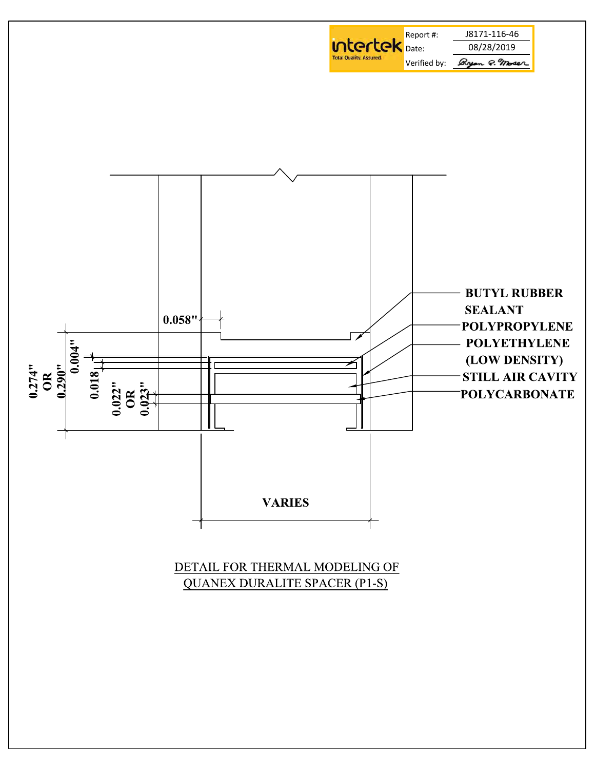| Report #: | J8171-116-46 |
| --- | --- |
| Date: | 08/28/2019 |
| Verified by: | Bryan P. Moser |

0.058"

0.274" OR 0.290"

0.004"

0.018

0.022" OR 0.023"

BUTYL RUBBER SEALANT

POLYPROPYLENE

POLYETHYLENE (LOW DENSITY)

STILL AIR CAVITY

POLYCARBONATE

VARIES

DETAIL FOR THERMAL MODELING OF QUANEX DURALITE SPACER (P1-S)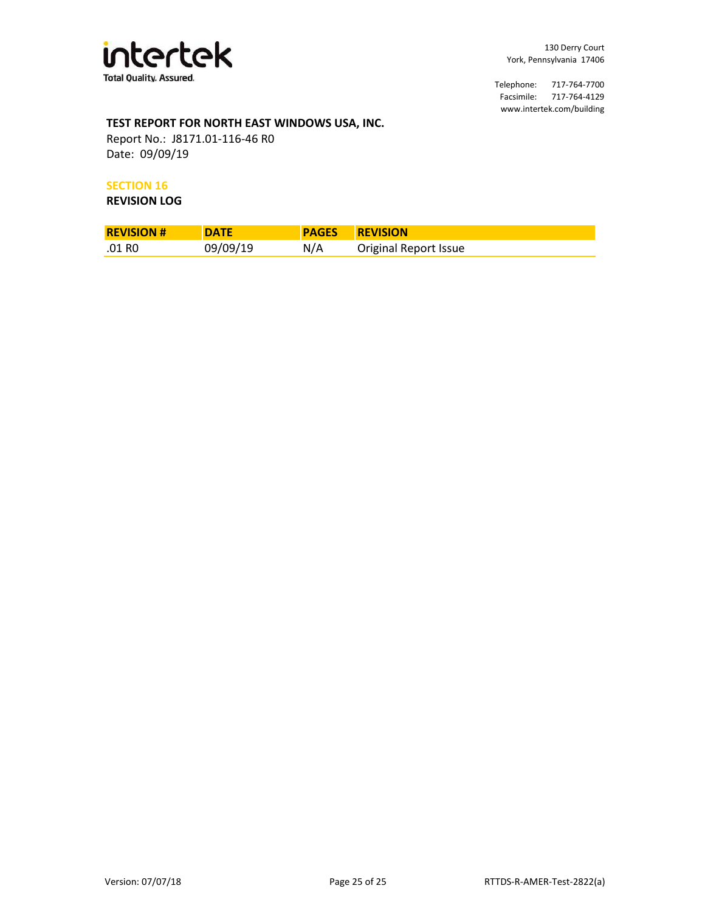**TEST REPORT FOR NORTH EAST WINDOWS USA, INC.**
Report No.: J8171.01-116-46 R0
Date: 09/09/19

## SECTION 16
## REVISION LOG

| REVISION # | DATE | PAGES | REVISION |
|---|---|---|---|
| .01 R0 | 09/09/19 | N/A | Original Report Issue |